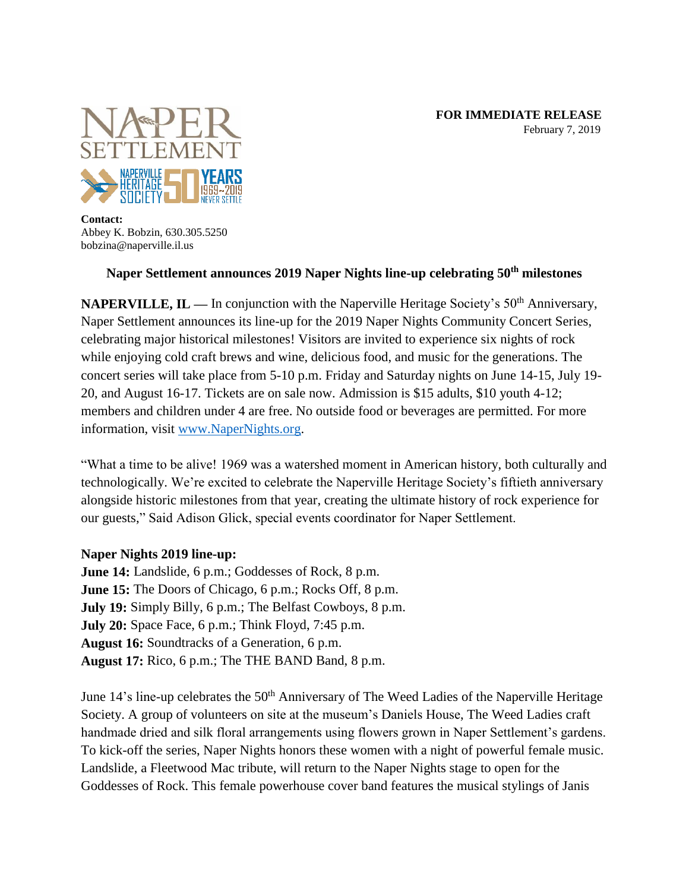**FOR IMMEDIATE RELEASE**
February 7, 2019

**Contact:**
Abbey K. Bobzin, 630.305.5250
bobzina@naperville.il.us

## Naper Settlement announces 2019 Naper Nights line-up celebrating 50th milestones

**NAPERVILLE, IL —** In conjunction with the Naperville Heritage Society's 50th Anniversary, Naper Settlement announces its line-up for the 2019 Naper Nights Community Concert Series, celebrating major historical milestones! Visitors are invited to experience six nights of rock while enjoying cold craft brews and wine, delicious food, and music for the generations. The concert series will take place from 5-10 p.m. Friday and Saturday nights on June 14-15, July 19-20, and August 16-17. Tickets are on sale now. Admission is $15 adults, $10 youth 4-12; members and children under 4 are free. No outside food or beverages are permitted. For more information, visit [www.NaperNights.org](http://www.NaperNights.org).

"What a time to be alive! 1969 was a watershed moment in American history, both culturally and technologically. We're excited to celebrate the Naperville Heritage Society's fiftieth anniversary alongside historic milestones from that year, creating the ultimate history of rock experience for our guests," Said Adison Glick, special events coordinator for Naper Settlement.

**Naper Nights 2019 line-up:**
**June 14:** Landslide, 6 p.m.; Goddesses of Rock, 8 p.m.
**June 15:** The Doors of Chicago, 6 p.m.; Rocks Off, 8 p.m.
**July 19:** Simply Billy, 6 p.m.; The Belfast Cowboys, 8 p.m.
**July 20:** Space Face, 6 p.m.; Think Floyd, 7:45 p.m.
**August 16:** Soundtracks of a Generation, 6 p.m.
**August 17:** Rico, 6 p.m.; The THE BAND Band, 8 p.m.

June 14's line-up celebrates the 50th Anniversary of The Weed Ladies of the Naperville Heritage Society. A group of volunteers on site at the museum's Daniels House, The Weed Ladies craft handmade dried and silk floral arrangements using flowers grown in Naper Settlement's gardens. To kick-off the series, Naper Nights honors these women with a night of powerful female music. Landslide, a Fleetwood Mac tribute, will return to the Naper Nights stage to open for the Goddesses of Rock. This female powerhouse cover band features the musical stylings of Janis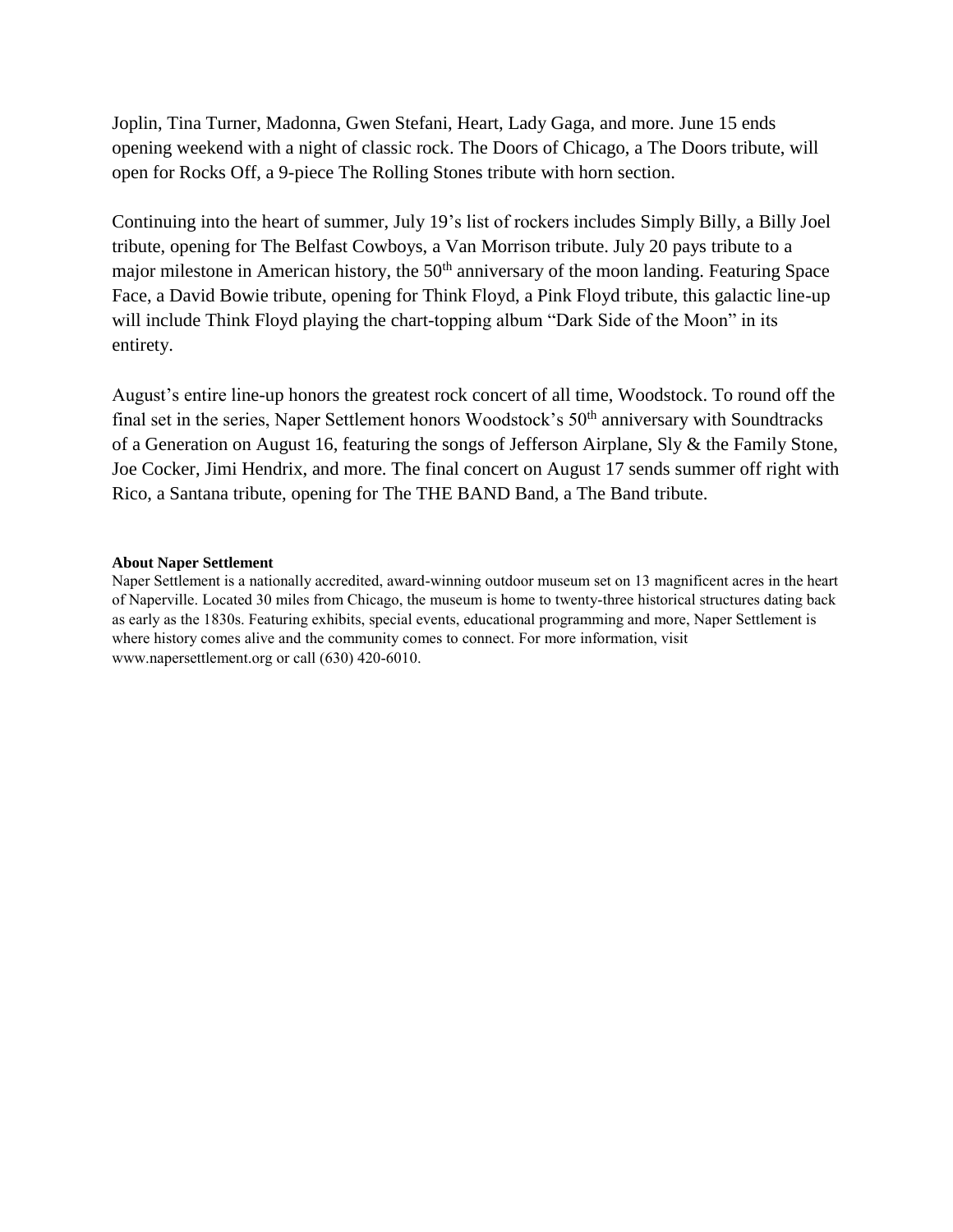Joplin, Tina Turner, Madonna, Gwen Stefani, Heart, Lady Gaga, and more. June 15 ends opening weekend with a night of classic rock. The Doors of Chicago, a The Doors tribute, will open for Rocks Off, a 9-piece The Rolling Stones tribute with horn section.

Continuing into the heart of summer, July 19's list of rockers includes Simply Billy, a Billy Joel tribute, opening for The Belfast Cowboys, a Van Morrison tribute. July 20 pays tribute to a major milestone in American history, the 50th anniversary of the moon landing. Featuring Space Face, a David Bowie tribute, opening for Think Floyd, a Pink Floyd tribute, this galactic line-up will include Think Floyd playing the chart-topping album "Dark Side of the Moon" in its entirety.

August's entire line-up honors the greatest rock concert of all time, Woodstock. To round off the final set in the series, Naper Settlement honors Woodstock's 50th anniversary with Soundtracks of a Generation on August 16, featuring the songs of Jefferson Airplane, Sly & the Family Stone, Joe Cocker, Jimi Hendrix, and more. The final concert on August 17 sends summer off right with Rico, a Santana tribute, opening for The THE BAND Band, a The Band tribute.

**About Naper Settlement**

Naper Settlement is a nationally accredited, award-winning outdoor museum set on 13 magnificent acres in the heart of Naperville. Located 30 miles from Chicago, the museum is home to twenty-three historical structures dating back as early as the 1830s. Featuring exhibits, special events, educational programming and more, Naper Settlement is where history comes alive and the community comes to connect. For more information, visit www.napersettlement.org or call (630) 420-6010.